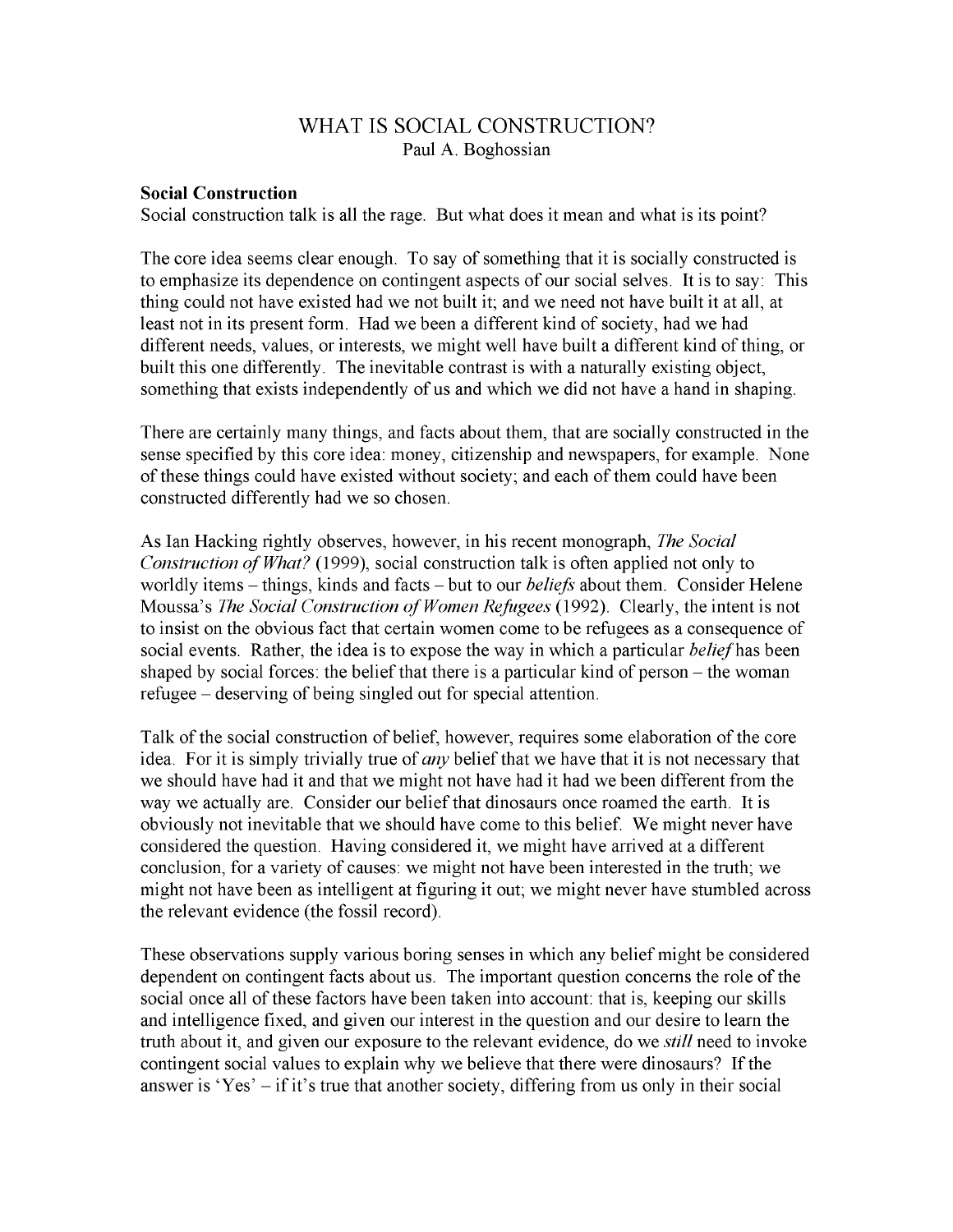# WHAT IS SOCIAL CONSTRUCTION?

Paul A. Boghossian

## Social Construction

Social construction talk is all the rage. But what does it mean and what is its point?

The core idea seems clear enough. To say of something that it is socially constructed is to emphasize its dependence on contingent aspects of our social selves. It is to say: This thing could not have existed had we not built it; and we need not have built it at all, at least not in its present form. Had we been a different kind of society, had we had different needs, values, or interests, we might well have built a different kind of thing, or built this one differently. The inevitable contrast is with a naturally existing object, something that exists independently of us and which we did not have a hand in shaping.

There are certainly many things, and facts about them, that are socially constructed in the sense specified by this core idea: money, citizenship and newspapers, for example. None of these things could have existed without society; and each of them could have been constructed differently had we so chosen.

As Ian Hacking rightly observes, however, in his recent monograph, *The Social Construction of What?* (1999), social construction talk is often applied not only to worldly items – things, kinds and facts – but to our *beliefs* about them. Consider Helene Moussa's *The Social Construction of Women Refugees* (1992). Clearly, the intent is not to insist on the obvious fact that certain women come to be refugees as a consequence of social events. Rather, the idea is to expose the way in which a particular *belief* has been shaped by social forces: the belief that there is a particular kind of person – the woman refugee – deserving of being singled out for special attention.

Talk of the social construction of belief, however, requires some elaboration of the core idea. For it is simply trivially true of *any* belief that we have that it is not necessary that we should have had it and that we might not have had it had we been different from the way we actually are. Consider our belief that dinosaurs once roamed the earth. It is obviously not inevitable that we should have come to this belief. We might never have considered the question. Having considered it, we might have arrived at a different conclusion, for a variety of causes: we might not have been interested in the truth; we might not have been as intelligent at figuring it out; we might never have stumbled across the relevant evidence (the fossil record).

These observations supply various boring senses in which any belief might be considered dependent on contingent facts about us. The important question concerns the role of the social once all of these factors have been taken into account: that is, keeping our skills and intelligence fixed, and given our interest in the question and our desire to learn the truth about it, and given our exposure to the relevant evidence, do we *still* need to invoke contingent social values to explain why we believe that there were dinosaurs? If the answer is 'Yes' – if it's true that another society, differing from us only in their social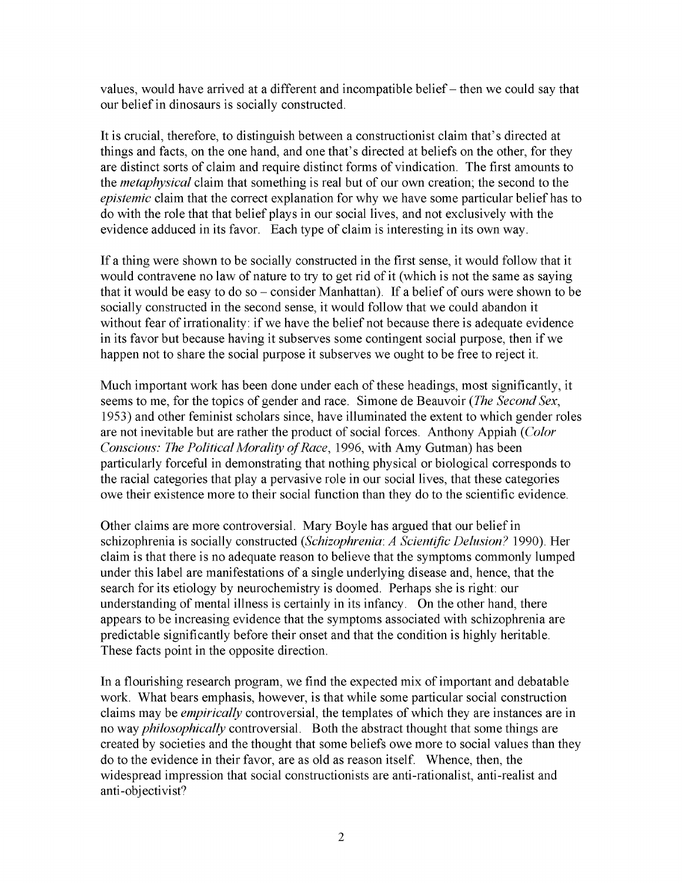values, would have arrived at a different and incompatible belief – then we could say that our belief in dinosaurs is socially constructed.

It is crucial, therefore, to distinguish between a constructionist claim that's directed at things and facts, on the one hand, and one that's directed at beliefs on the other, for they are distinct sorts of claim and require distinct forms of vindication. The first amounts to the *metaphysical* claim that something is real but of our own creation; the second to the *epistemic* claim that the correct explanation for why we have some particular belief has to do with the role that that belief plays in our social lives, and not exclusively with the evidence adduced in its favor. Each type of claim is interesting in its own way.

If a thing were shown to be socially constructed in the first sense, it would follow that it would contravene no law of nature to try to get rid of it (which is not the same as saying that it would be easy to do so – consider Manhattan). If a belief of ours were shown to be socially constructed in the second sense, it would follow that we could abandon it without fear of irrationality: if we have the belief not because there is adequate evidence in its favor but because having it subserves some contingent social purpose, then if we happen not to share the social purpose it subserves we ought to be free to reject it.

Much important work has been done under each of these headings, most significantly, it seems to me, for the topics of gender and race. Simone de Beauvoir (*The Second Sex*, 1953) and other feminist scholars since, have illuminated the extent to which gender roles are not inevitable but are rather the product of social forces. Anthony Appiah (*Color Conscious: The Political Morality of Race*, 1996, with Amy Gutman) has been particularly forceful in demonstrating that nothing physical or biological corresponds to the racial categories that play a pervasive role in our social lives, that these categories owe their existence more to their social function than they do to the scientific evidence.

Other claims are more controversial. Mary Boyle has argued that our belief in schizophrenia is socially constructed (*Schizophrenia: A Scientific Delusion?* 1990). Her claim is that there is no adequate reason to believe that the symptoms commonly lumped under this label are manifestations of a single underlying disease and, hence, that the search for its etiology by neurochemistry is doomed. Perhaps she is right: our understanding of mental illness is certainly in its infancy. On the other hand, there appears to be increasing evidence that the symptoms associated with schizophrenia are predictable significantly before their onset and that the condition is highly heritable. These facts point in the opposite direction.

In a flourishing research program, we find the expected mix of important and debatable work. What bears emphasis, however, is that while some particular social construction claims may be *empirically* controversial, the templates of which they are instances are in no way *philosophically* controversial. Both the abstract thought that some things are created by societies and the thought that some beliefs owe more to social values than they do to the evidence in their favor, are as old as reason itself. Whence, then, the widespread impression that social constructionists are anti-rationalist, anti-realist and anti-objectivist?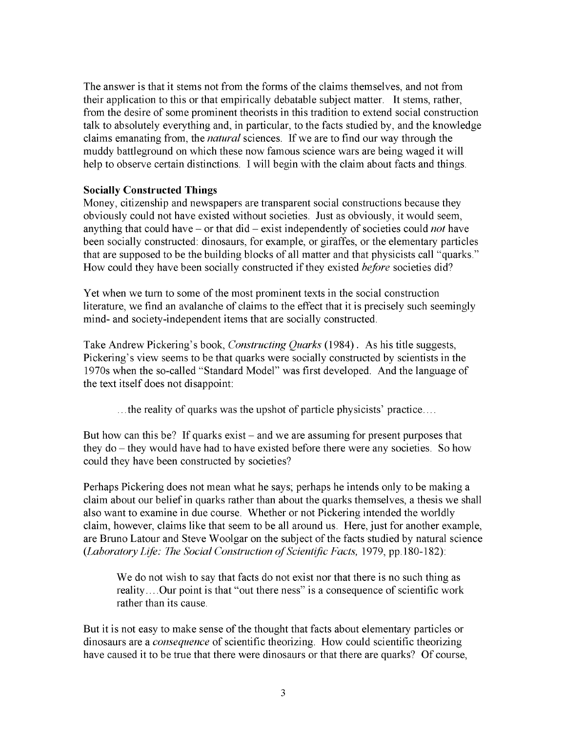The answer is that it stems not from the forms of the claims themselves, and not from their application to this or that empirically debatable subject matter. It stems, rather, from the desire of some prominent theorists in this tradition to extend social construction talk to absolutely everything and, in particular, to the facts studied by, and the knowledge claims emanating from, the *natural* sciences. If we are to find our way through the muddy battleground on which these now famous science wars are being waged it will help to observe certain distinctions. I will begin with the claim about facts and things.

**Socially Constructed Things**

Money, citizenship and newspapers are transparent social constructions because they obviously could not have existed without societies. Just as obviously, it would seem, anything that could have – or that did – exist independently of societies could *not* have been socially constructed: dinosaurs, for example, or giraffes, or the elementary particles that are supposed to be the building blocks of all matter and that physicists call "quarks." How could they have been socially constructed if they existed *before* societies did?

Yet when we turn to some of the most prominent texts in the social construction literature, we find an avalanche of claims to the effect that it is precisely such seemingly mind- and society-independent items that are socially constructed.

Take Andrew Pickering's book, *Constructing Quarks* (1984). As his title suggests, Pickering's view seems to be that quarks were socially constructed by scientists in the 1970s when the so-called "Standard Model" was first developed. And the language of the text itself does not disappoint:

> …the reality of quarks was the upshot of particle physicists' practice….

But how can this be? If quarks exist – and we are assuming for present purposes that they do – they would have had to have existed before there were any societies. So how could they have been constructed by societies?

Perhaps Pickering does not mean what he says; perhaps he intends only to be making a claim about our belief in quarks rather than about the quarks themselves, a thesis we shall also want to examine in due course. Whether or not Pickering intended the worldly claim, however, claims like that seem to be all around us. Here, just for another example, are Bruno Latour and Steve Woolgar on the subject of the facts studied by natural science (*Laboratory Life: The Social Construction of Scientific Facts,* 1979, pp.180-182):

> We do not wish to say that facts do not exist nor that there is no such thing as reality….Our point is that "out there ness" is a consequence of scientific work rather than its cause.

But it is not easy to make sense of the thought that facts about elementary particles or dinosaurs are a *consequence* of scientific theorizing. How could scientific theorizing have caused it to be true that there were dinosaurs or that there are quarks? Of course,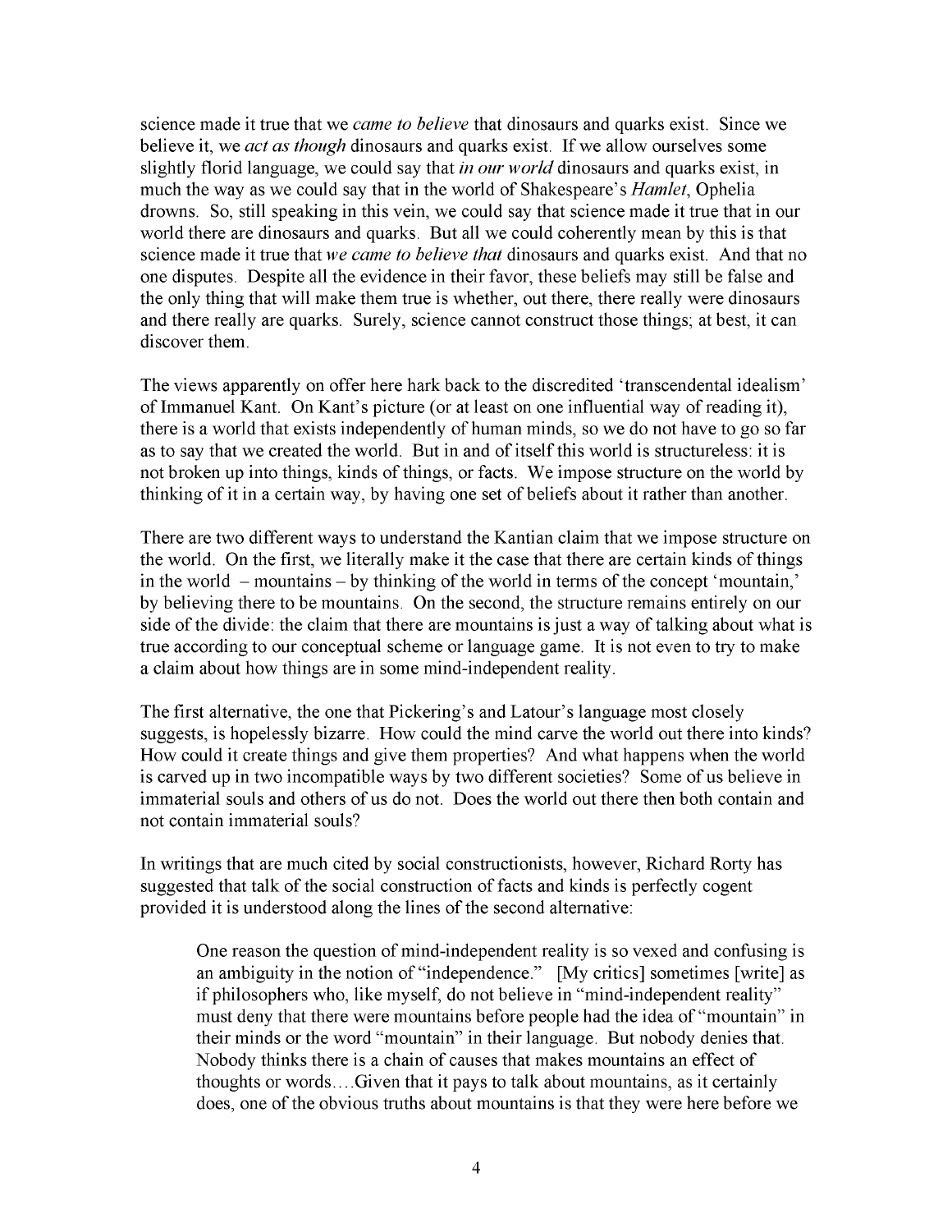science made it true that we *came to believe* that dinosaurs and quarks exist. Since we believe it, we *act as though* dinosaurs and quarks exist. If we allow ourselves some slightly florid language, we could say that *in our world* dinosaurs and quarks exist, in much the way as we could say that in the world of Shakespeare's *Hamlet*, Ophelia drowns. So, still speaking in this vein, we could say that science made it true that in our world there are dinosaurs and quarks. But all we could coherently mean by this is that science made it true that *we came to believe that* dinosaurs and quarks exist. And that no one disputes. Despite all the evidence in their favor, these beliefs may still be false and the only thing that will make them true is whether, out there, there really were dinosaurs and there really are quarks. Surely, science cannot construct those things; at best, it can discover them.

The views apparently on offer here hark back to the discredited 'transcendental idealism' of Immanuel Kant. On Kant's picture (or at least on one influential way of reading it), there is a world that exists independently of human minds, so we do not have to go so far as to say that we created the world. But in and of itself this world is structureless: it is not broken up into things, kinds of things, or facts. We impose structure on the world by thinking of it in a certain way, by having one set of beliefs about it rather than another.

There are two different ways to understand the Kantian claim that we impose structure on the world. On the first, we literally make it the case that there are certain kinds of things in the world – mountains – by thinking of the world in terms of the concept 'mountain,' by believing there to be mountains. On the second, the structure remains entirely on our side of the divide: the claim that there are mountains is just a way of talking about what is true according to our conceptual scheme or language game. It is not even to try to make a claim about how things are in some mind-independent reality.

The first alternative, the one that Pickering's and Latour's language most closely suggests, is hopelessly bizarre. How could the mind carve the world out there into kinds? How could it create things and give them properties? And what happens when the world is carved up in two incompatible ways by two different societies? Some of us believe in immaterial souls and others of us do not. Does the world out there then both contain and not contain immaterial souls?

In writings that are much cited by social constructionists, however, Richard Rorty has suggested that talk of the social construction of facts and kinds is perfectly cogent provided it is understood along the lines of the second alternative:

> One reason the question of mind-independent reality is so vexed and confusing is an ambiguity in the notion of "independence." [My critics] sometimes [write] as if philosophers who, like myself, do not believe in "mind-independent reality" must deny that there were mountains before people had the idea of "mountain" in their minds or the word "mountain" in their language. But nobody denies that. Nobody thinks there is a chain of causes that makes mountains an effect of thoughts or words….Given that it pays to talk about mountains, as it certainly does, one of the obvious truths about mountains is that they were here before we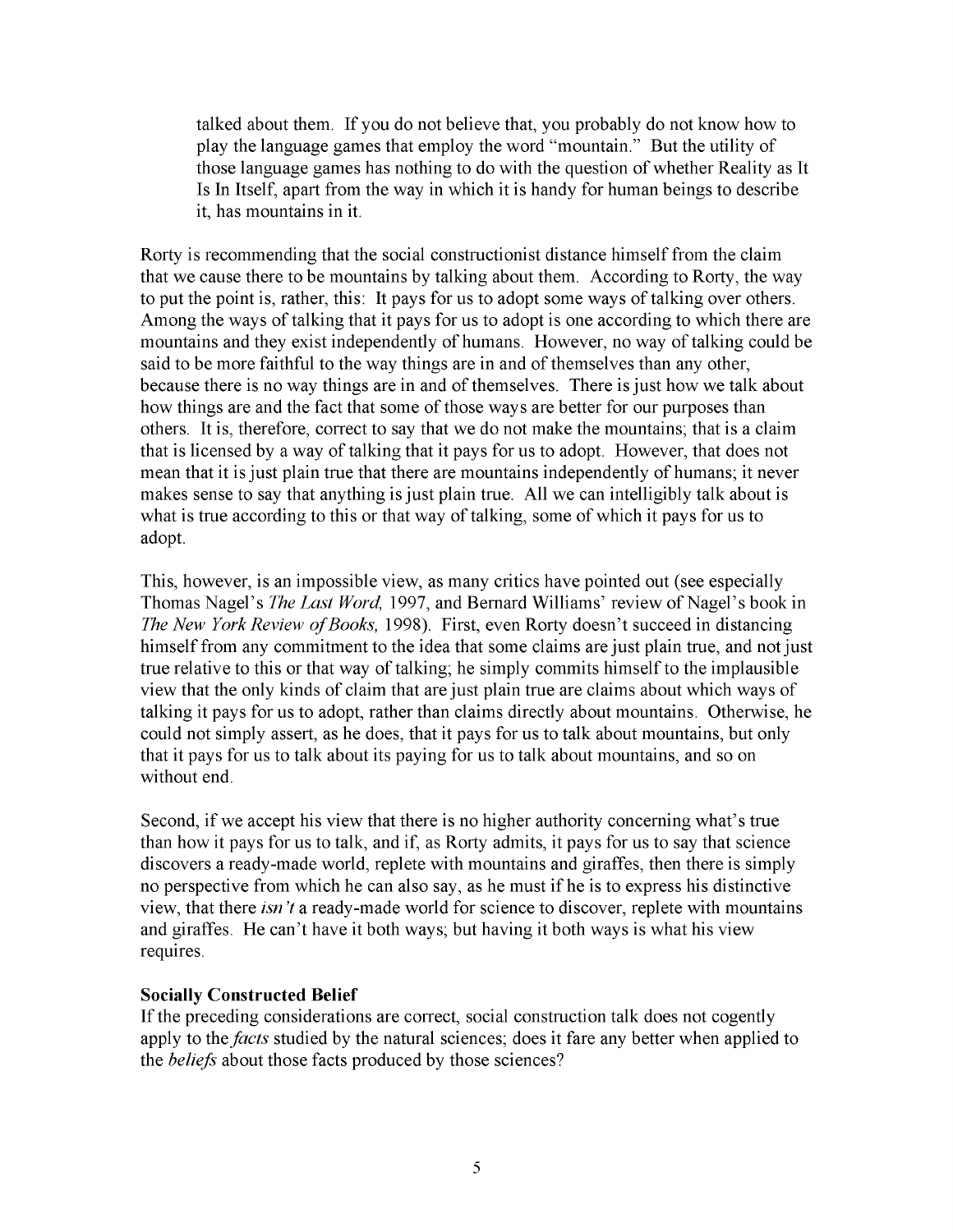> talked about them. If you do not believe that, you probably do not know how to play the language games that employ the word "mountain." But the utility of those language games has nothing to do with the question of whether Reality as It Is In Itself, apart from the way in which it is handy for human beings to describe it, has mountains in it.

Rorty is recommending that the social constructionist distance himself from the claim that we cause there to be mountains by talking about them. According to Rorty, the way to put the point is, rather, this: It pays for us to adopt some ways of talking over others. Among the ways of talking that it pays for us to adopt is one according to which there are mountains and they exist independently of humans. However, no way of talking could be said to be more faithful to the way things are in and of themselves than any other, because there is no way things are in and of themselves. There is just how we talk about how things are and the fact that some of those ways are better for our purposes than others. It is, therefore, correct to say that we do not make the mountains; that is a claim that is licensed by a way of talking that it pays for us to adopt. However, that does not mean that it is just plain true that there are mountains independently of humans; it never makes sense to say that anything is just plain true. All we can intelligibly talk about is what is true according to this or that way of talking, some of which it pays for us to adopt.

This, however, is an impossible view, as many critics have pointed out (see especially Thomas Nagel's *The Last Word*, 1997, and Bernard Williams' review of Nagel's book in *The New York Review of Books*, 1998). First, even Rorty doesn't succeed in distancing himself from any commitment to the idea that some claims are just plain true, and not just true relative to this or that way of talking; he simply commits himself to the implausible view that the only kinds of claim that are just plain true are claims about which ways of talking it pays for us to adopt, rather than claims directly about mountains. Otherwise, he could not simply assert, as he does, that it pays for us to talk about mountains, but only that it pays for us to talk about its paying for us to talk about mountains, and so on without end.

Second, if we accept his view that there is no higher authority concerning what's true than how it pays for us to talk, and if, as Rorty admits, it pays for us to say that science discovers a ready-made world, replete with mountains and giraffes, then there is simply no perspective from which he can also say, as he must if he is to express his distinctive view, that there *isn't* a ready-made world for science to discover, replete with mountains and giraffes. He can't have it both ways; but having it both ways is what his view requires.

**Socially Constructed Belief**

If the preceding considerations are correct, social construction talk does not cogently apply to the *facts* studied by the natural sciences; does it fare any better when applied to the *beliefs* about those facts produced by those sciences?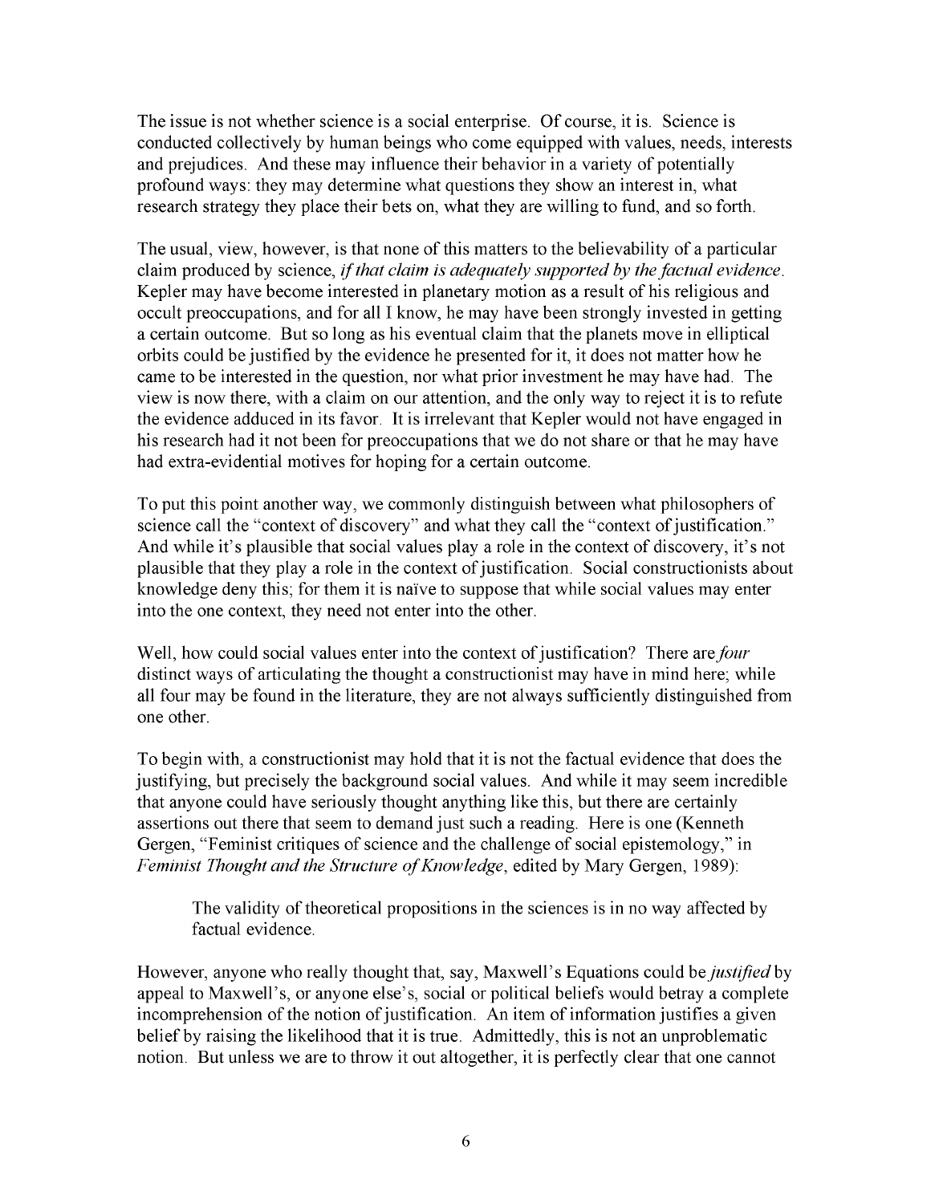The issue is not whether science is a social enterprise. Of course, it is. Science is conducted collectively by human beings who come equipped with values, needs, interests and prejudices. And these may influence their behavior in a variety of potentially profound ways: they may determine what questions they show an interest in, what research strategy they place their bets on, what they are willing to fund, and so forth.

The usual, view, however, is that none of this matters to the believability of a particular claim produced by science, *if that claim is adequately supported by the factual evidence*. Kepler may have become interested in planetary motion as a result of his religious and occult preoccupations, and for all I know, he may have been strongly invested in getting a certain outcome. But so long as his eventual claim that the planets move in elliptical orbits could be justified by the evidence he presented for it, it does not matter how he came to be interested in the question, nor what prior investment he may have had. The view is now there, with a claim on our attention, and the only way to reject it is to refute the evidence adduced in its favor. It is irrelevant that Kepler would not have engaged in his research had it not been for preoccupations that we do not share or that he may have had extra-evidential motives for hoping for a certain outcome.

To put this point another way, we commonly distinguish between what philosophers of science call the "context of discovery" and what they call the "context of justification." And while it's plausible that social values play a role in the context of discovery, it's not plausible that they play a role in the context of justification. Social constructionists about knowledge deny this; for them it is naïve to suppose that while social values may enter into the one context, they need not enter into the other.

Well, how could social values enter into the context of justification? There are *four* distinct ways of articulating the thought a constructionist may have in mind here; while all four may be found in the literature, they are not always sufficiently distinguished from one other.

To begin with, a constructionist may hold that it is not the factual evidence that does the justifying, but precisely the background social values. And while it may seem incredible that anyone could have seriously thought anything like this, but there are certainly assertions out there that seem to demand just such a reading. Here is one (Kenneth Gergen, "Feminist critiques of science and the challenge of social epistemology," in *Feminist Thought and the Structure of Knowledge*, edited by Mary Gergen, 1989):

> The validity of theoretical propositions in the sciences is in no way affected by factual evidence.

However, anyone who really thought that, say, Maxwell's Equations could be *justified* by appeal to Maxwell's, or anyone else's, social or political beliefs would betray a complete incomprehension of the notion of justification. An item of information justifies a given belief by raising the likelihood that it is true. Admittedly, this is not an unproblematic notion. But unless we are to throw it out altogether, it is perfectly clear that one cannot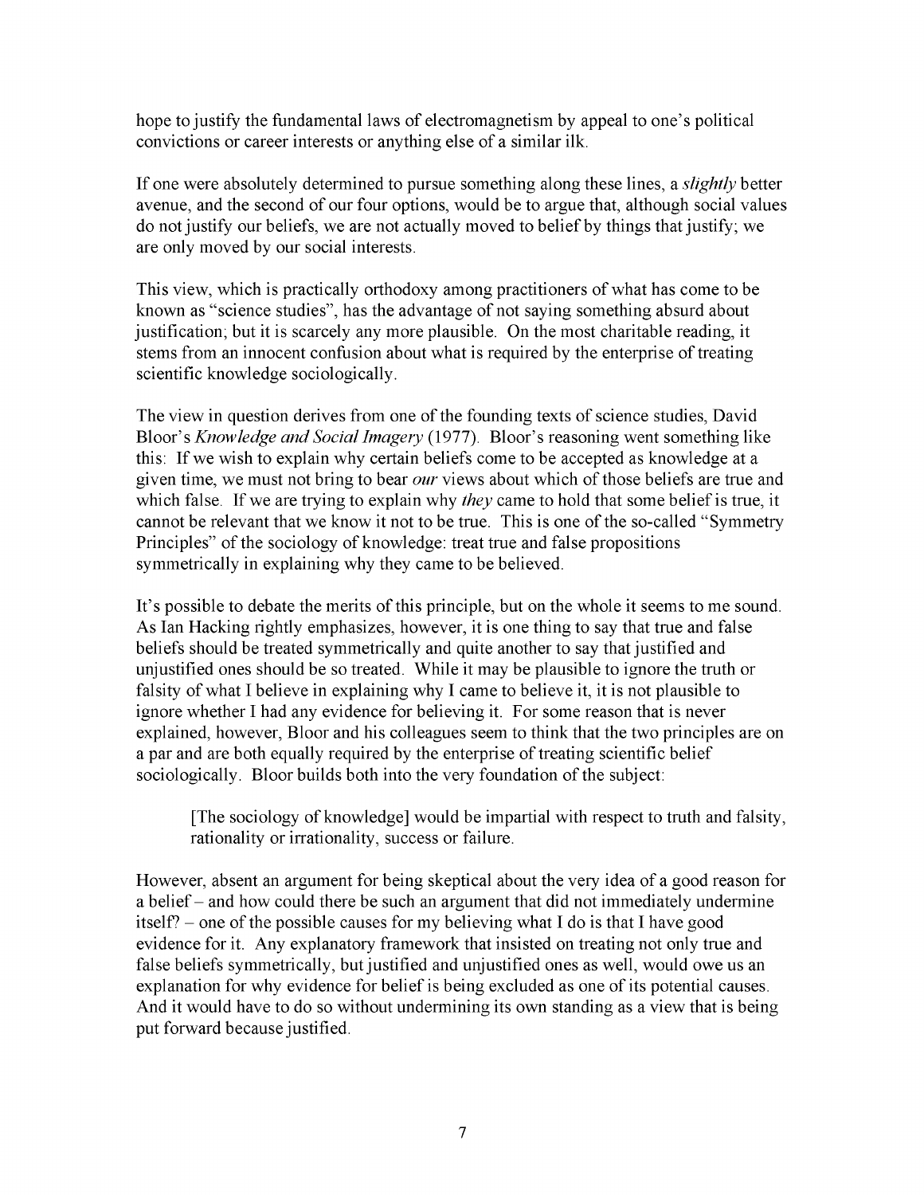hope to justify the fundamental laws of electromagnetism by appeal to one's political convictions or career interests or anything else of a similar ilk.

If one were absolutely determined to pursue something along these lines, a *slightly* better avenue, and the second of our four options, would be to argue that, although social values do not justify our beliefs, we are not actually moved to belief by things that justify; we are only moved by our social interests.

This view, which is practically orthodoxy among practitioners of what has come to be known as "science studies", has the advantage of not saying something absurd about justification; but it is scarcely any more plausible. On the most charitable reading, it stems from an innocent confusion about what is required by the enterprise of treating scientific knowledge sociologically.

The view in question derives from one of the founding texts of science studies, David Bloor's *Knowledge and Social Imagery* (1977). Bloor's reasoning went something like this: If we wish to explain why certain beliefs come to be accepted as knowledge at a given time, we must not bring to bear *our* views about which of those beliefs are true and which false. If we are trying to explain why *they* came to hold that some belief is true, it cannot be relevant that we know it not to be true. This is one of the so-called "Symmetry Principles" of the sociology of knowledge: treat true and false propositions symmetrically in explaining why they came to be believed.

It's possible to debate the merits of this principle, but on the whole it seems to me sound. As Ian Hacking rightly emphasizes, however, it is one thing to say that true and false beliefs should be treated symmetrically and quite another to say that justified and unjustified ones should be so treated. While it may be plausible to ignore the truth or falsity of what I believe in explaining why I came to believe it, it is not plausible to ignore whether I had any evidence for believing it. For some reason that is never explained, however, Bloor and his colleagues seem to think that the two principles are on a par and are both equally required by the enterprise of treating scientific belief sociologically. Bloor builds both into the very foundation of the subject:

> [The sociology of knowledge] would be impartial with respect to truth and falsity, rationality or irrationality, success or failure.

However, absent an argument for being skeptical about the very idea of a good reason for a belief – and how could there be such an argument that did not immediately undermine itself? – one of the possible causes for my believing what I do is that I have good evidence for it. Any explanatory framework that insisted on treating not only true and false beliefs symmetrically, but justified and unjustified ones as well, would owe us an explanation for why evidence for belief is being excluded as one of its potential causes. And it would have to do so without undermining its own standing as a view that is being put forward because justified.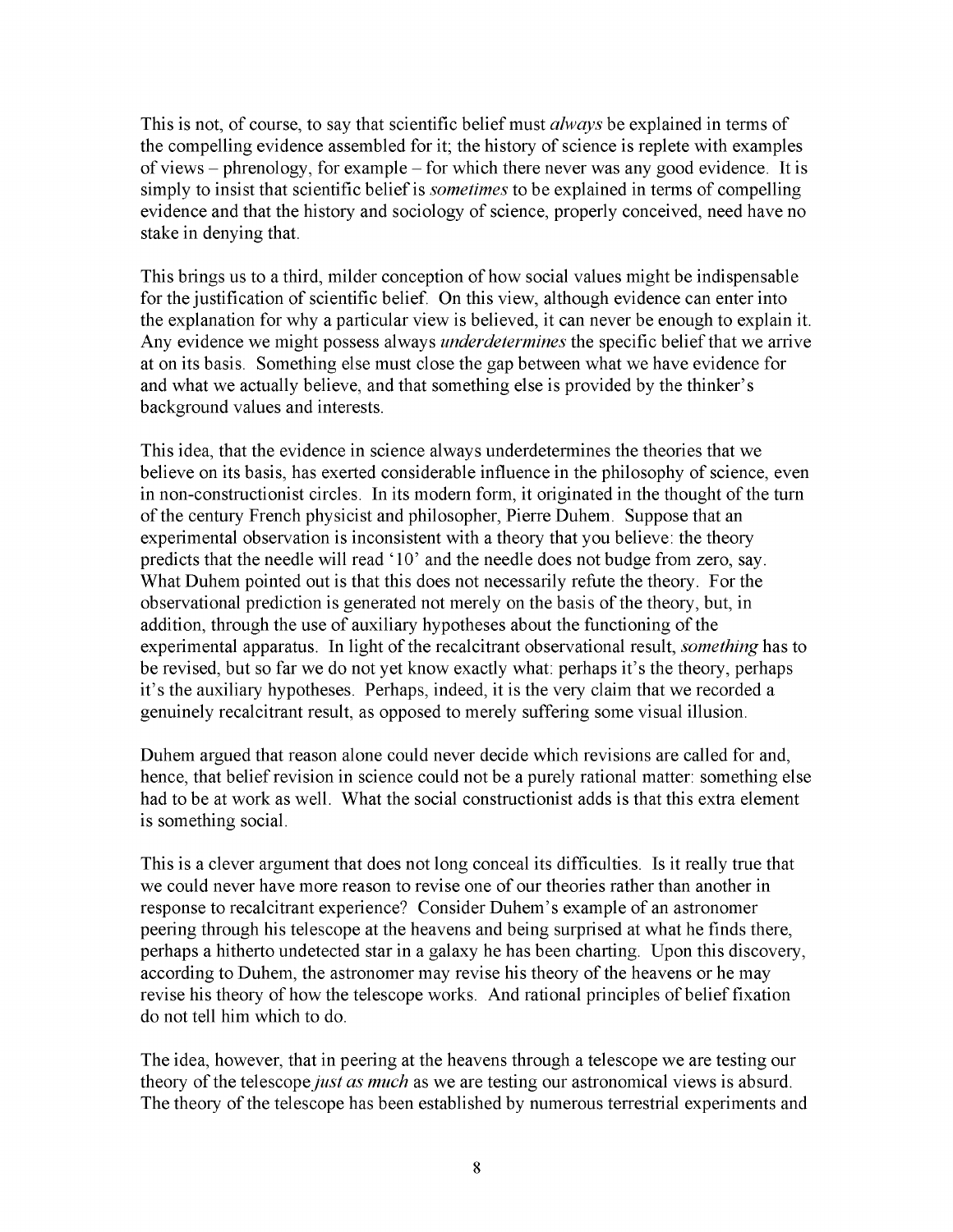This is not, of course, to say that scientific belief must *always* be explained in terms of the compelling evidence assembled for it; the history of science is replete with examples of views – phrenology, for example – for which there never was any good evidence. It is simply to insist that scientific belief is *sometimes* to be explained in terms of compelling evidence and that the history and sociology of science, properly conceived, need have no stake in denying that.

This brings us to a third, milder conception of how social values might be indispensable for the justification of scientific belief. On this view, although evidence can enter into the explanation for why a particular view is believed, it can never be enough to explain it. Any evidence we might possess always *underdetermines* the specific belief that we arrive at on its basis. Something else must close the gap between what we have evidence for and what we actually believe, and that something else is provided by the thinker's background values and interests.

This idea, that the evidence in science always underdetermines the theories that we believe on its basis, has exerted considerable influence in the philosophy of science, even in non-constructionist circles. In its modern form, it originated in the thought of the turn of the century French physicist and philosopher, Pierre Duhem. Suppose that an experimental observation is inconsistent with a theory that you believe: the theory predicts that the needle will read '10' and the needle does not budge from zero, say. What Duhem pointed out is that this does not necessarily refute the theory. For the observational prediction is generated not merely on the basis of the theory, but, in addition, through the use of auxiliary hypotheses about the functioning of the experimental apparatus. In light of the recalcitrant observational result, *something* has to be revised, but so far we do not yet know exactly what: perhaps it's the theory, perhaps it's the auxiliary hypotheses. Perhaps, indeed, it is the very claim that we recorded a genuinely recalcitrant result, as opposed to merely suffering some visual illusion.

Duhem argued that reason alone could never decide which revisions are called for and, hence, that belief revision in science could not be a purely rational matter: something else had to be at work as well. What the social constructionist adds is that this extra element is something social.

This is a clever argument that does not long conceal its difficulties. Is it really true that we could never have more reason to revise one of our theories rather than another in response to recalcitrant experience? Consider Duhem's example of an astronomer peering through his telescope at the heavens and being surprised at what he finds there, perhaps a hitherto undetected star in a galaxy he has been charting. Upon this discovery, according to Duhem, the astronomer may revise his theory of the heavens or he may revise his theory of how the telescope works. And rational principles of belief fixation do not tell him which to do.

The idea, however, that in peering at the heavens through a telescope we are testing our theory of the telescope *just as much* as we are testing our astronomical views is absurd. The theory of the telescope has been established by numerous terrestrial experiments and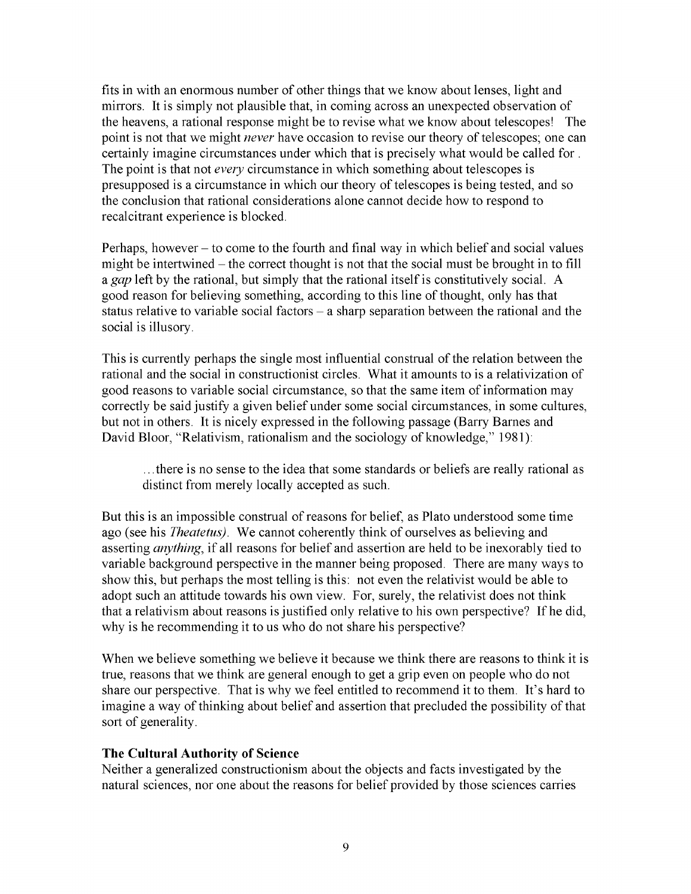fits in with an enormous number of other things that we know about lenses, light and mirrors. It is simply not plausible that, in coming across an unexpected observation of the heavens, a rational response might be to revise what we know about telescopes! The point is not that we might *never* have occasion to revise our theory of telescopes; one can certainly imagine circumstances under which that is precisely what would be called for . The point is that not *every* circumstance in which something about telescopes is presupposed is a circumstance in which our theory of telescopes is being tested, and so the conclusion that rational considerations alone cannot decide how to respond to recalcitrant experience is blocked.

Perhaps, however – to come to the fourth and final way in which belief and social values might be intertwined – the correct thought is not that the social must be brought in to fill a *gap* left by the rational, but simply that the rational itself is constitutively social. A good reason for believing something, according to this line of thought, only has that status relative to variable social factors – a sharp separation between the rational and the social is illusory.

This is currently perhaps the single most influential construal of the relation between the rational and the social in constructionist circles. What it amounts to is a relativization of good reasons to variable social circumstance, so that the same item of information may correctly be said justify a given belief under some social circumstances, in some cultures, but not in others. It is nicely expressed in the following passage (Barry Barnes and David Bloor, "Relativism, rationalism and the sociology of knowledge," 1981):

> …there is no sense to the idea that some standards or beliefs are really rational as distinct from merely locally accepted as such.

But this is an impossible construal of reasons for belief, as Plato understood some time ago (see his *Theatetus)*. We cannot coherently think of ourselves as believing and asserting *anything*, if all reasons for belief and assertion are held to be inexorably tied to variable background perspective in the manner being proposed. There are many ways to show this, but perhaps the most telling is this: not even the relativist would be able to adopt such an attitude towards his own view. For, surely, the relativist does not think that a relativism about reasons is justified only relative to his own perspective? If he did, why is he recommending it to us who do not share his perspective?

When we believe something we believe it because we think there are reasons to think it is true, reasons that we think are general enough to get a grip even on people who do not share our perspective. That is why we feel entitled to recommend it to them. It's hard to imagine a way of thinking about belief and assertion that precluded the possibility of that sort of generality.

**The Cultural Authority of Science**

Neither a generalized constructionism about the objects and facts investigated by the natural sciences, nor one about the reasons for belief provided by those sciences carries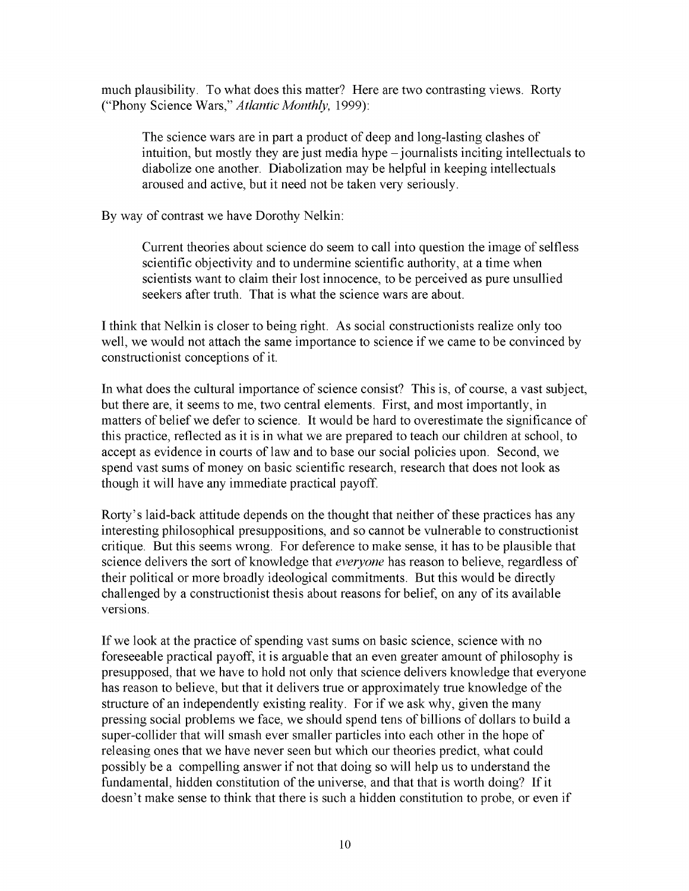much plausibility. To what does this matter? Here are two contrasting views. Rorty ("Phony Science Wars," *Atlantic Monthly*, 1999):

> The science wars are in part a product of deep and long-lasting clashes of intuition, but mostly they are just media hype – journalists inciting intellectuals to diabolize one another. Diabolization may be helpful in keeping intellectuals aroused and active, but it need not be taken very seriously.

By way of contrast we have Dorothy Nelkin:

> Current theories about science do seem to call into question the image of selfless scientific objectivity and to undermine scientific authority, at a time when scientists want to claim their lost innocence, to be perceived as pure unsullied seekers after truth. That is what the science wars are about.

I think that Nelkin is closer to being right. As social constructionists realize only too well, we would not attach the same importance to science if we came to be convinced by constructionist conceptions of it.

In what does the cultural importance of science consist? This is, of course, a vast subject, but there are, it seems to me, two central elements. First, and most importantly, in matters of belief we defer to science. It would be hard to overestimate the significance of this practice, reflected as it is in what we are prepared to teach our children at school, to accept as evidence in courts of law and to base our social policies upon. Second, we spend vast sums of money on basic scientific research, research that does not look as though it will have any immediate practical payoff.

Rorty's laid-back attitude depends on the thought that neither of these practices has any interesting philosophical presuppositions, and so cannot be vulnerable to constructionist critique. But this seems wrong. For deference to make sense, it has to be plausible that science delivers the sort of knowledge that *everyone* has reason to believe, regardless of their political or more broadly ideological commitments. But this would be directly challenged by a constructionist thesis about reasons for belief, on any of its available versions.

If we look at the practice of spending vast sums on basic science, science with no foreseeable practical payoff, it is arguable that an even greater amount of philosophy is presupposed, that we have to hold not only that science delivers knowledge that everyone has reason to believe, but that it delivers true or approximately true knowledge of the structure of an independently existing reality. For if we ask why, given the many pressing social problems we face, we should spend tens of billions of dollars to build a super-collider that will smash ever smaller particles into each other in the hope of releasing ones that we have never seen but which our theories predict, what could possibly be a compelling answer if not that doing so will help us to understand the fundamental, hidden constitution of the universe, and that that is worth doing? If it doesn't make sense to think that there is such a hidden constitution to probe, or even if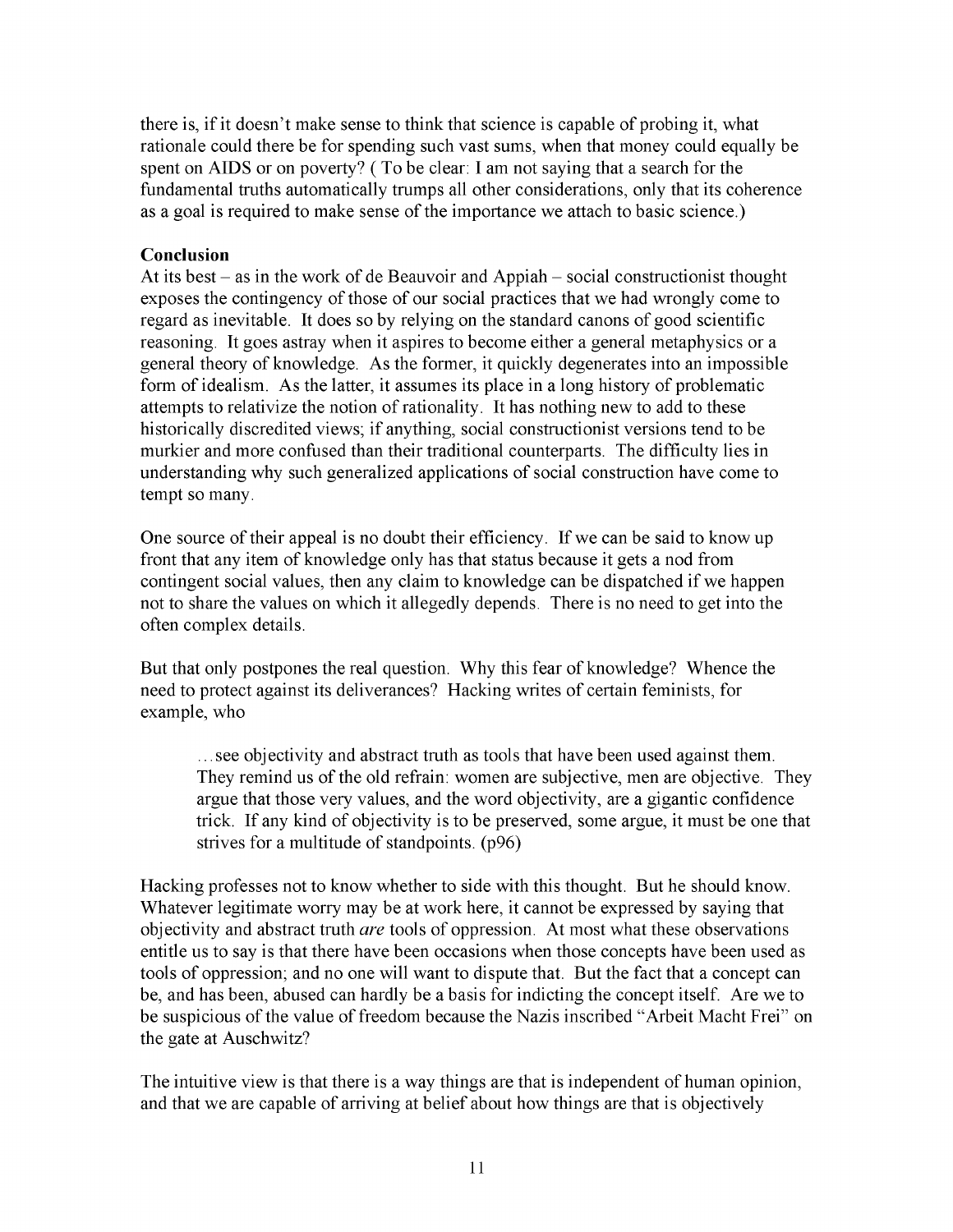there is, if it doesn't make sense to think that science is capable of probing it, what rationale could there be for spending such vast sums, when that money could equally be spent on AIDS or on poverty? ( To be clear: I am not saying that a search for the fundamental truths automatically trumps all other considerations, only that its coherence as a goal is required to make sense of the importance we attach to basic science.)

**Conclusion**

At its best – as in the work of de Beauvoir and Appiah – social constructionist thought exposes the contingency of those of our social practices that we had wrongly come to regard as inevitable. It does so by relying on the standard canons of good scientific reasoning. It goes astray when it aspires to become either a general metaphysics or a general theory of knowledge. As the former, it quickly degenerates into an impossible form of idealism. As the latter, it assumes its place in a long history of problematic attempts to relativize the notion of rationality. It has nothing new to add to these historically discredited views; if anything, social constructionist versions tend to be murkier and more confused than their traditional counterparts. The difficulty lies in understanding why such generalized applications of social construction have come to tempt so many.

One source of their appeal is no doubt their efficiency. If we can be said to know up front that any item of knowledge only has that status because it gets a nod from contingent social values, then any claim to knowledge can be dispatched if we happen not to share the values on which it allegedly depends. There is no need to get into the often complex details.

But that only postpones the real question. Why this fear of knowledge? Whence the need to protect against its deliverances? Hacking writes of certain feminists, for example, who

> …see objectivity and abstract truth as tools that have been used against them. They remind us of the old refrain: women are subjective, men are objective. They argue that those very values, and the word objectivity, are a gigantic confidence trick. If any kind of objectivity is to be preserved, some argue, it must be one that strives for a multitude of standpoints. (p96)

Hacking professes not to know whether to side with this thought. But he should know. Whatever legitimate worry may be at work here, it cannot be expressed by saying that objectivity and abstract truth *are* tools of oppression. At most what these observations entitle us to say is that there have been occasions when those concepts have been used as tools of oppression; and no one will want to dispute that. But the fact that a concept can be, and has been, abused can hardly be a basis for indicting the concept itself. Are we to be suspicious of the value of freedom because the Nazis inscribed "Arbeit Macht Frei" on the gate at Auschwitz?

The intuitive view is that there is a way things are that is independent of human opinion, and that we are capable of arriving at belief about how things are that is objectively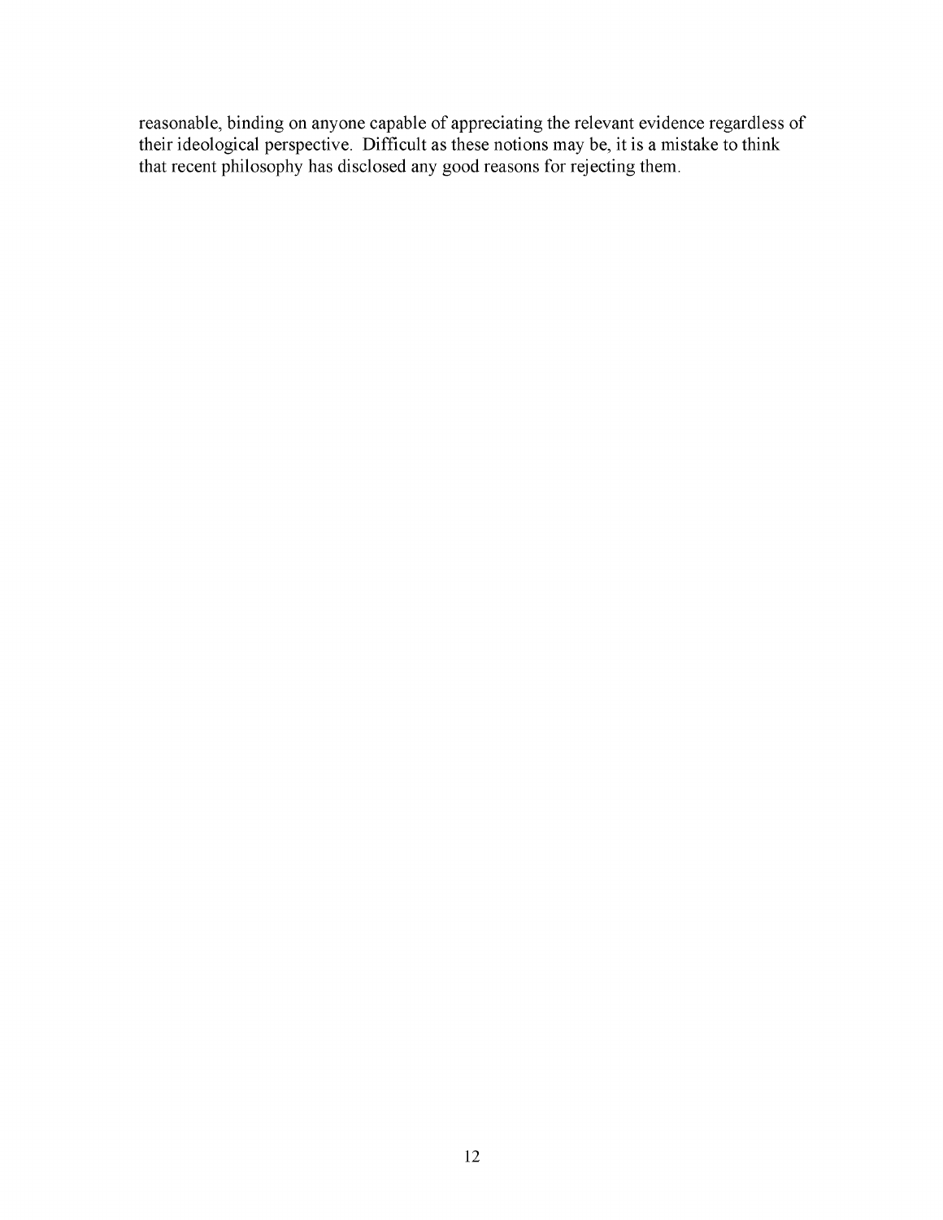reasonable, binding on anyone capable of appreciating the relevant evidence regardless of their ideological perspective. Difficult as these notions may be, it is a mistake to think that recent philosophy has disclosed any good reasons for rejecting them.